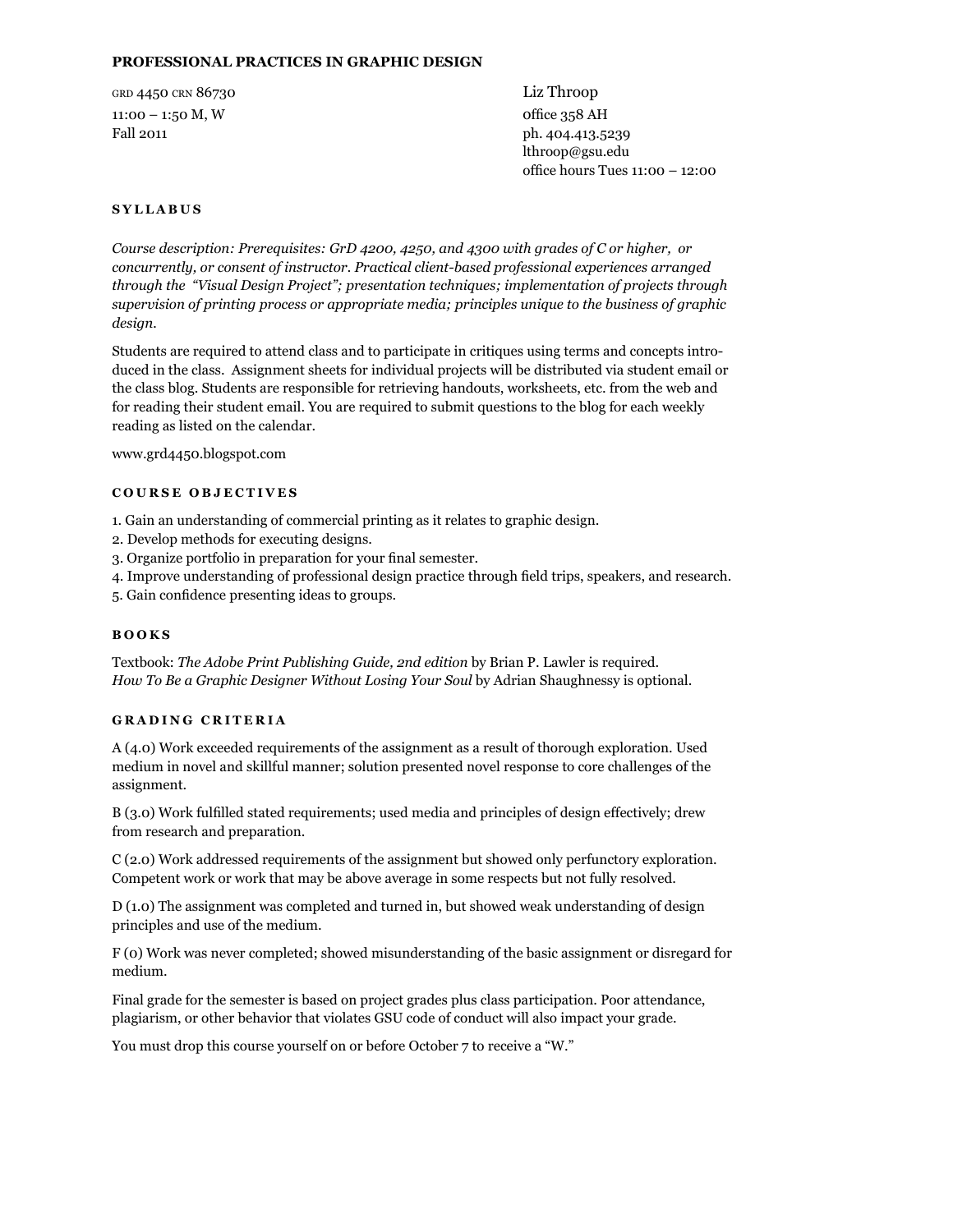**PROFESSIONAL PRACTICES IN GRAPHIC DESIGN**

GRD 4450 CRN 86730
11:00 – 1:50 M, W
Fall 2011

Liz Throop
office 358 AH
ph. 404.413.5239
lthroop@gsu.edu
office hours Tues 11:00 – 12:00

## SYLLABUS

*Course description: Prerequisites: GrD 4200, 4250, and 4300 with grades of C or higher, or concurrently, or consent of instructor. Practical client-based professional experiences arranged through the "Visual Design Project"; presentation techniques; implementation of projects through supervision of printing process or appropriate media; principles unique to the business of graphic design.*

Students are required to attend class and to participate in critiques using terms and concepts introduced in the class. Assignment sheets for individual projects will be distributed via student email or the class blog. Students are responsible for retrieving handouts, worksheets, etc. from the web and for reading their student email. You are required to submit questions to the blog for each weekly reading as listed on the calendar.

www.grd4450.blogspot.com

## COURSE OBJECTIVES

1. Gain an understanding of commercial printing as it relates to graphic design.
2. Develop methods for executing designs.
3. Organize portfolio in preparation for your final semester.
4. Improve understanding of professional design practice through field trips, speakers, and research.
5. Gain confidence presenting ideas to groups.

## BOOKS

Textbook: *The Adobe Print Publishing Guide, 2nd edition* by Brian P. Lawler is required.
*How To Be a Graphic Designer Without Losing Your Soul* by Adrian Shaughnessy is optional.

## GRADING CRITERIA

A (4.0) Work exceeded requirements of the assignment as a result of thorough exploration. Used medium in novel and skillful manner; solution presented novel response to core challenges of the assignment.

B (3.0) Work fulfilled stated requirements; used media and principles of design effectively; drew from research and preparation.

C (2.0) Work addressed requirements of the assignment but showed only perfunctory exploration. Competent work or work that may be above average in some respects but not fully resolved.

D (1.0) The assignment was completed and turned in, but showed weak understanding of design principles and use of the medium.

F (0) Work was never completed; showed misunderstanding of the basic assignment or disregard for medium.

Final grade for the semester is based on project grades plus class participation. Poor attendance, plagiarism, or other behavior that violates GSU code of conduct will also impact your grade.

You must drop this course yourself on or before October 7 to receive a "W."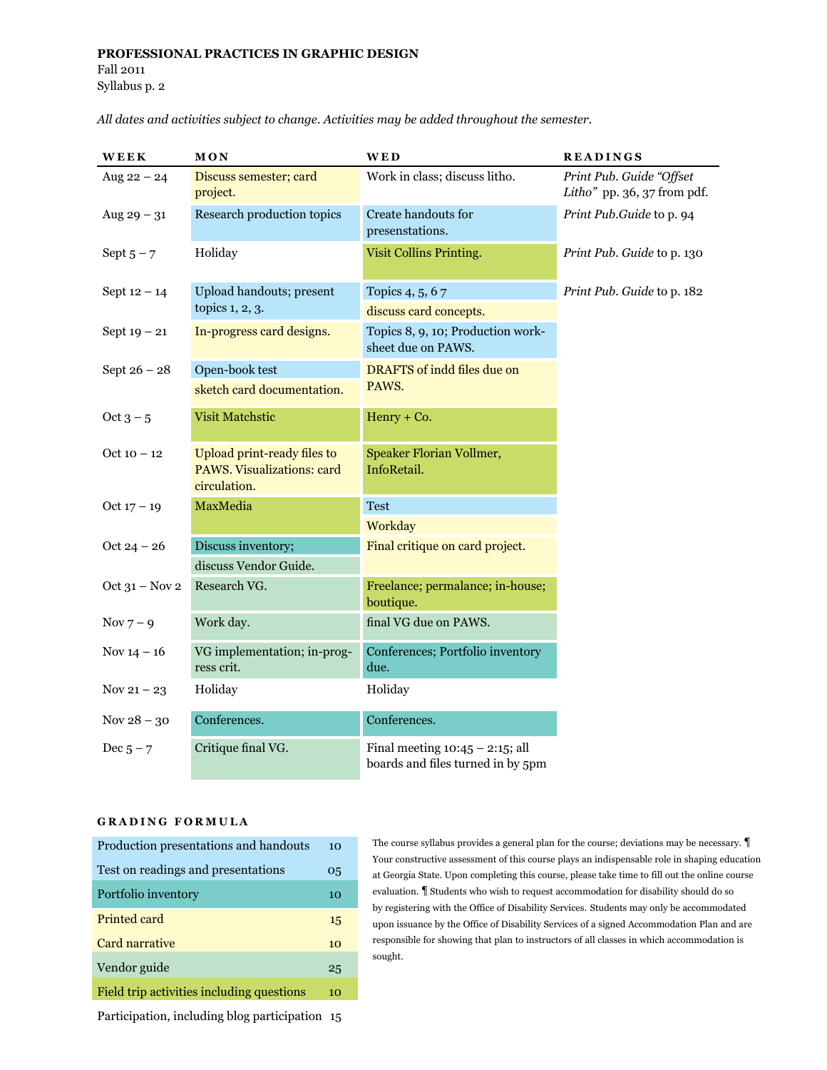**PROFESSIONAL PRACTICES IN GRAPHIC DESIGN**
Fall 2011
Syllabus p. 2

*All dates and activities subject to change. Activities may be added throughout the semester.*

| WEEK | MON | WED | READINGS |
|---|---|---|---|
| Aug 22 – 24 | Discuss semester; card project. | Work in class; discuss litho. | *Print Pub. Guide "Offset Litho"* pp. 36, 37 from pdf. |
| Aug 29 – 31 | Research production topics | Create handouts for presentations. | *Print Pub.Guide* to p. 94 |
| Sept 5 – 7 | Holiday | Visit Collins Printing. | *Print Pub. Guide* to p. 130 |
| Sept 12 – 14 | Upload handouts; present topics 1, 2, 3. | Topics 4, 5, 6 7<br>discuss card concepts. | *Print Pub. Guide* to p. 182 |
| Sept 19 – 21 | In-progress card designs. | Topics 8, 9, 10; Production worksheet due on PAWS. | |
| Sept 26 – 28 | Open-book test<br>sketch card documentation. | DRAFTS of indd files due on PAWS. | |
| Oct 3 – 5 | Visit Matchstic | Henry + Co. | |
| Oct 10 – 12 | Upload print-ready files to PAWS. Visualizations: card circulation. | Speaker Florian Vollmer, InfoRetail. | |
| Oct 17 – 19 | MaxMedia | Test<br>Workday | |
| Oct 24 – 26 | Discuss inventory;<br>discuss Vendor Guide. | Final critique on card project. | |
| Oct 31 – Nov 2 | Research VG. | Freelance; permalance; in-house; boutique. | |
| Nov 7 – 9 | Work day. | final VG due on PAWS. | |
| Nov 14 – 16 | VG implementation; in-progress crit. | Conferences; Portfolio inventory due. | |
| Nov 21 – 23 | Holiday | Holiday | |
| Nov 28 – 30 | Conferences. | Conferences. | |
| Dec 5 – 7 | Critique final VG. | Final meeting 10:45 – 2:15; all boards and files turned in by 5pm | |

**GRADING FORMULA**

| | |
|---|---|
| Production presentations and handouts | 10 |
| Test on readings and presentations | 05 |
| Portfolio inventory | 10 |
| Printed card | 15 |
| Card narrative | 10 |
| Vendor guide | 25 |
| Field trip activities including questions | 10 |
| Participation, including blog participation | 15 |

The course syllabus provides a general plan for the course; deviations may be necessary. ¶ Your constructive assessment of this course plays an indispensable role in shaping education at Georgia State. Upon completing this course, please take time to fill out the online course evaluation. ¶ Students who wish to request accommodation for disability should do so by registering with the Office of Disability Services. Students may only be accommodated upon issuance by the Office of Disability Services of a signed Accommodation Plan and are responsible for showing that plan to instructors of all classes in which accommodation is sought.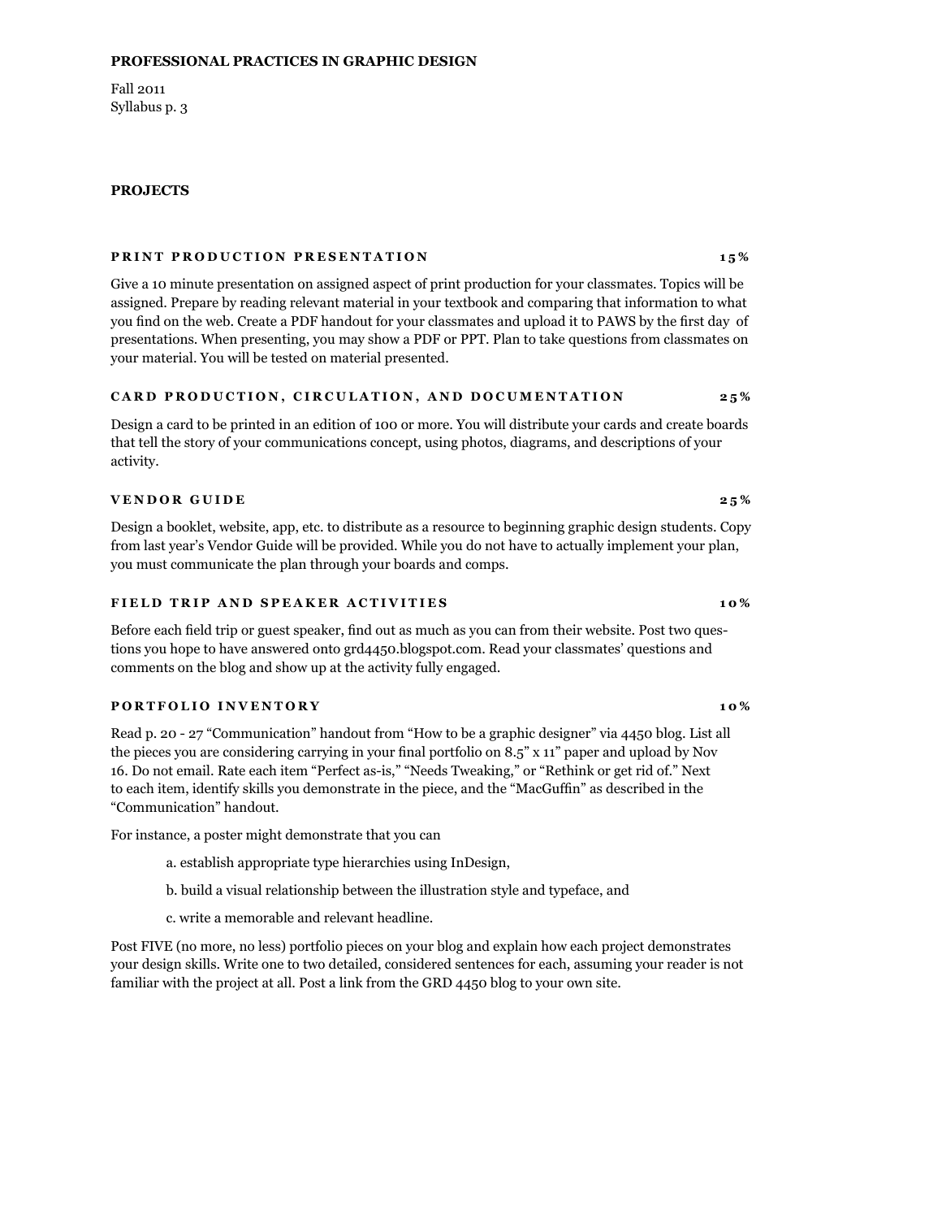**PROFESSIONAL PRACTICES IN GRAPHIC DESIGN**

Fall 2011
Syllabus p. 3

## PROJECTS

### PRINT PRODUCTION PRESENTATION — 15%

Give a 10 minute presentation on assigned aspect of print production for your classmates. Topics will be assigned. Prepare by reading relevant material in your textbook and comparing that information to what you find on the web. Create a PDF handout for your classmates and upload it to PAWS by the first day of presentations. When presenting, you may show a PDF or PPT. Plan to take questions from classmates on your material. You will be tested on material presented.

### CARD PRODUCTION, CIRCULATION, AND DOCUMENTATION — 25%

Design a card to be printed in an edition of 100 or more. You will distribute your cards and create boards that tell the story of your communications concept, using photos, diagrams, and descriptions of your activity.

### VENDOR GUIDE — 25%

Design a booklet, website, app, etc. to distribute as a resource to beginning graphic design students. Copy from last year's Vendor Guide will be provided. While you do not have to actually implement your plan, you must communicate the plan through your boards and comps.

### FIELD TRIP AND SPEAKER ACTIVITIES — 10%

Before each field trip or guest speaker, find out as much as you can from their website. Post two questions you hope to have answered onto grd4450.blogspot.com. Read your classmates' questions and comments on the blog and show up at the activity fully engaged.

### PORTFOLIO INVENTORY — 10%

Read p. 20 - 27 "Communication" handout from "How to be a graphic designer" via 4450 blog. List all the pieces you are considering carrying in your final portfolio on 8.5" x 11" paper and upload by Nov 16. Do not email. Rate each item "Perfect as-is," "Needs Tweaking," or "Rethink or get rid of." Next to each item, identify skills you demonstrate in the piece, and the "MacGuffin" as described in the "Communication" handout.

For instance, a poster might demonstrate that you can

a. establish appropriate type hierarchies using InDesign,

b. build a visual relationship between the illustration style and typeface, and

c. write a memorable and relevant headline.

Post FIVE (no more, no less) portfolio pieces on your blog and explain how each project demonstrates your design skills. Write one to two detailed, considered sentences for each, assuming your reader is not familiar with the project at all. Post a link from the GRD 4450 blog to your own site.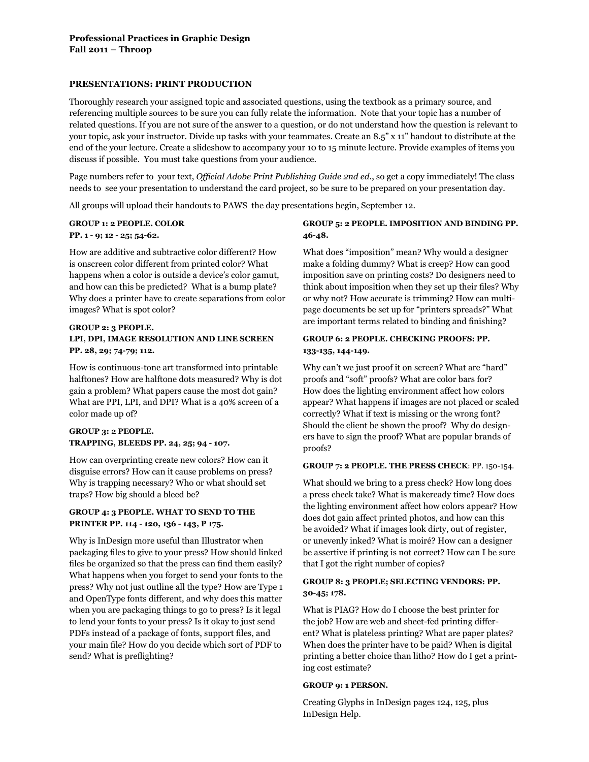**Professional Practices in Graphic Design**
**Fall 2011 – Throop**

## PRESENTATIONS: PRINT PRODUCTION

Thoroughly research your assigned topic and associated questions, using the textbook as a primary source, and referencing multiple sources to be sure you can fully relate the information. Note that your topic has a number of related questions. If you are not sure of the answer to a question, or do not understand how the question is relevant to your topic, ask your instructor. Divide up tasks with your teammates. Create an 8.5" x 11" handout to distribute at the end of the your lecture. Create a slideshow to accompany your 10 to 15 minute lecture. Provide examples of items you discuss if possible. You must take questions from your audience.

Page numbers refer to your text, *Official Adobe Print Publishing Guide 2nd ed.*, so get a copy immediately! The class needs to see your presentation to understand the card project, so be sure to be prepared on your presentation day.

All groups will upload their handouts to PAWS the day presentations begin, September 12.

### GROUP 1: 2 PEOPLE. COLOR PP. 1 - 9; 12 - 25; 54-62.

How are additive and subtractive color different? How is onscreen color different from printed color? What happens when a color is outside a device's color gamut, and how can this be predicted? What is a bump plate? Why does a printer have to create separations from color images? What is spot color?

### GROUP 2: 3 PEOPLE. LPI, DPI, IMAGE RESOLUTION AND LINE SCREEN PP. 28, 29; 74-79; 112.

How is continuous-tone art transformed into printable halftones? How are halftone dots measured? Why is dot gain a problem? What papers cause the most dot gain? What are PPI, LPI, and DPI? What is a 40% screen of a color made up of?

### GROUP 3: 2 PEOPLE. TRAPPING, BLEEDS PP. 24, 25; 94 - 107.

How can overprinting create new colors? How can it disguise errors? How can it cause problems on press? Why is trapping necessary? Who or what should set traps? How big should a bleed be?

### GROUP 4: 3 PEOPLE. WHAT TO SEND TO THE PRINTER PP. 114 - 120, 136 - 143, P 175.

Why is InDesign more useful than Illustrator when packaging files to give to your press? How should linked files be organized so that the press can find them easily? What happens when you forget to send your fonts to the press? Why not just outline all the type? How are Type 1 and OpenType fonts different, and why does this matter when you are packaging things to go to press? Is it legal to lend your fonts to your press? Is it okay to just send PDFs instead of a package of fonts, support files, and your main file? How do you decide which sort of PDF to send? What is preflighting?

### GROUP 5: 2 PEOPLE. IMPOSITION AND BINDING PP. 46-48.

What does "imposition" mean? Why would a designer make a folding dummy? What is creep? How can good imposition save on printing costs? Do designers need to think about imposition when they set up their files? Why or why not? How accurate is trimming? How can multi-page documents be set up for "printers spreads?" What are important terms related to binding and finishing?

### GROUP 6: 2 PEOPLE. CHECKING PROOFS: PP. 133-135, 144-149.

Why can't we just proof it on screen? What are "hard" proofs and "soft" proofs? What are color bars for? How does the lighting environment affect how colors appear? What happens if images are not placed or scaled correctly? What if text is missing or the wrong font? Should the client be shown the proof? Why do designers have to sign the proof? What are popular brands of proofs?

### GROUP 7: 2 PEOPLE. THE PRESS CHECK: PP. 150-154.

What should we bring to a press check? How long does a press check take? What is makeready time? How does the lighting environment affect how colors appear? How does dot gain affect printed photos, and how can this be avoided? What if images look dirty, out of register, or unevenly inked? What is moiré? How can a designer be assertive if printing is not correct? How can I be sure that I got the right number of copies?

### GROUP 8: 3 PEOPLE; SELECTING VENDORS: PP. 30-45; 178.

What is PIAG? How do I choose the best printer for the job? How are web and sheet-fed printing different? What is plateless printing? What are paper plates? When does the printer have to be paid? When is digital printing a better choice than litho? How do I get a printing cost estimate?

### GROUP 9: 1 PERSON.

Creating Glyphs in InDesign pages 124, 125, plus InDesign Help.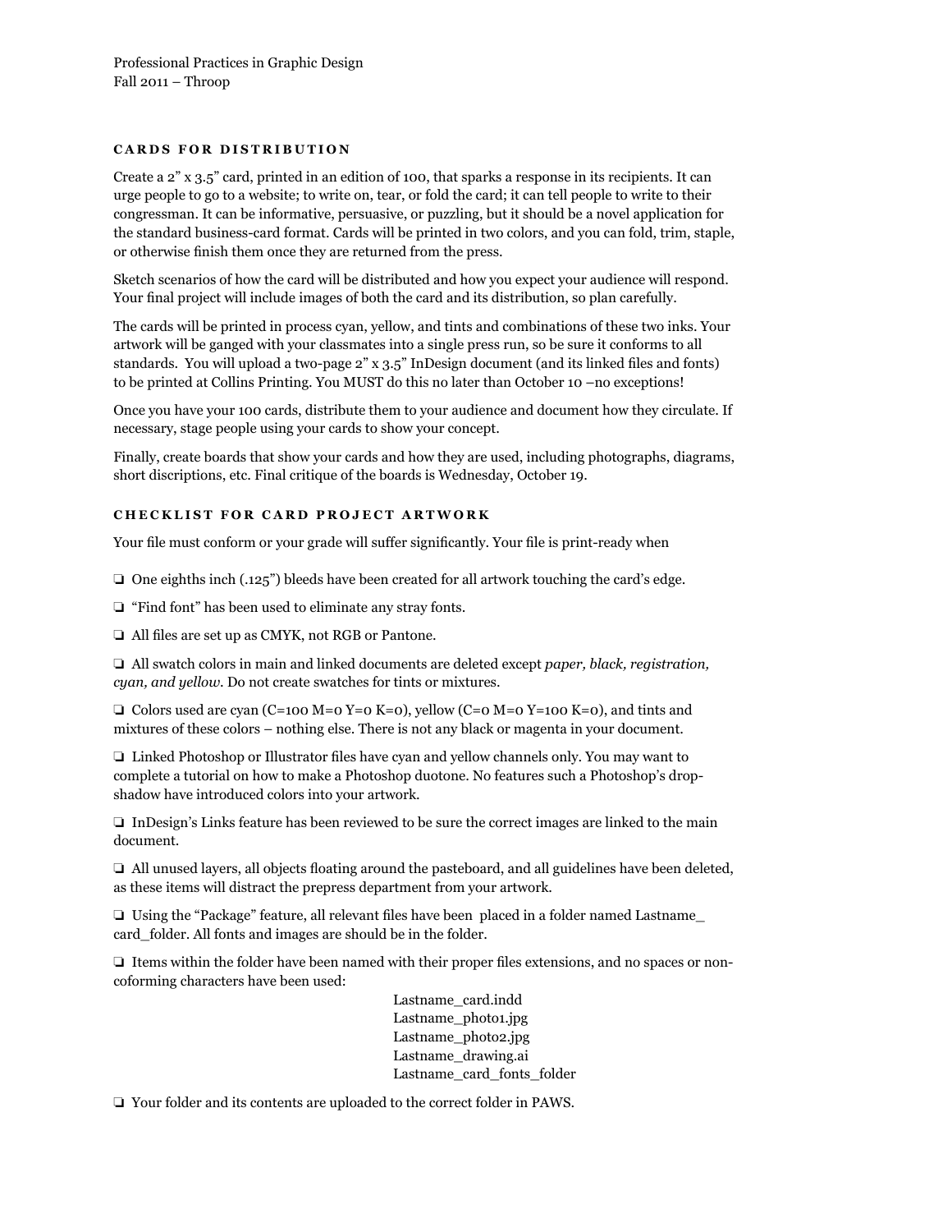Professional Practices in Graphic Design
Fall 2011 – Throop

## CARDS FOR DISTRIBUTION

Create a 2" x 3.5" card, printed in an edition of 100, that sparks a response in its recipients. It can urge people to go to a website; to write on, tear, or fold the card; it can tell people to write to their congressman. It can be informative, persuasive, or puzzling, but it should be a novel application for the standard business-card format. Cards will be printed in two colors, and you can fold, trim, staple, or otherwise finish them once they are returned from the press.

Sketch scenarios of how the card will be distributed and how you expect your audience will respond. Your final project will include images of both the card and its distribution, so plan carefully.

The cards will be printed in process cyan, yellow, and tints and combinations of these two inks. Your artwork will be ganged with your classmates into a single press run, so be sure it conforms to all standards. You will upload a two-page 2" x 3.5" InDesign document (and its linked files and fonts) to be printed at Collins Printing. You MUST do this no later than October 10 –no exceptions!

Once you have your 100 cards, distribute them to your audience and document how they circulate. If necessary, stage people using your cards to show your concept.

Finally, create boards that show your cards and how they are used, including photographs, diagrams, short discriptions, etc. Final critique of the boards is Wednesday, October 19.

## CHECKLIST FOR CARD PROJECT ARTWORK

Your file must conform or your grade will suffer significantly. Your file is print-ready when

- ❏ One eighths inch (.125") bleeds have been created for all artwork touching the card's edge.
- ❏ "Find font" has been used to eliminate any stray fonts.
- ❏ All files are set up as CMYK, not RGB or Pantone.
- ❏ All swatch colors in main and linked documents are deleted except *paper, black, registration, cyan, and yellow.* Do not create swatches for tints or mixtures.
- ❏ Colors used are cyan (C=100 M=0 Y=0 K=0), yellow (C=0 M=0 Y=100 K=0), and tints and mixtures of these colors – nothing else. There is not any black or magenta in your document.
- ❏ Linked Photoshop or Illustrator files have cyan and yellow channels only. You may want to complete a tutorial on how to make a Photoshop duotone. No features such a Photoshop's drop-shadow have introduced colors into your artwork.
- ❏ InDesign's Links feature has been reviewed to be sure the correct images are linked to the main document.
- ❏ All unused layers, all objects floating around the pasteboard, and all guidelines have been deleted, as these items will distract the prepress department from your artwork.
- ❏ Using the "Package" feature, all relevant files have been placed in a folder named Lastname_card_folder. All fonts and images are should be in the folder.
- ❏ Items within the folder have been named with their proper files extensions, and no spaces or non-coforming characters have been used:

  Lastname_card.indd
  Lastname_photo1.jpg
  Lastname_photo2.jpg
  Lastname_drawing.ai
  Lastname_card_fonts_folder

- ❏ Your folder and its contents are uploaded to the correct folder in PAWS.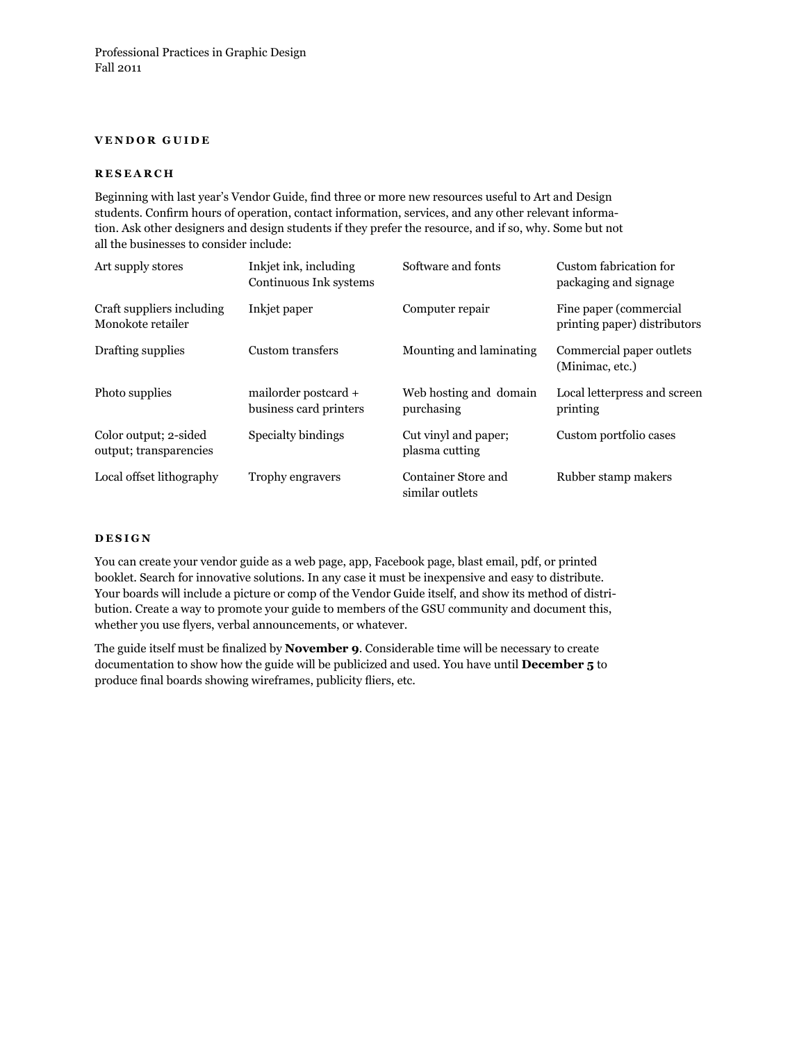Professional Practices in Graphic Design
Fall 2011

## VENDOR GUIDE

### RESEARCH

Beginning with last year's Vendor Guide, find three or more new resources useful to Art and Design students. Confirm hours of operation, contact information, services, and any other relevant information. Ask other designers and design students if they prefer the resource, and if so, why. Some but not all the businesses to consider include:

| | | | |
|---|---|---|---|
| Art supply stores | Inkjet ink, including Continuous Ink systems | Software and fonts | Custom fabrication for packaging and signage |
| Craft suppliers including Monokote retailer | Inkjet paper | Computer repair | Fine paper (commercial printing paper) distributors |
| Drafting supplies | Custom transfers | Mounting and laminating | Commercial paper outlets (Minimac, etc.) |
| Photo supplies | mailorder postcard + business card printers | Web hosting and domain purchasing | Local letterpress and screen printing |
| Color output; 2-sided output; transparencies | Specialty bindings | Cut vinyl and paper; plasma cutting | Custom portfolio cases |
| Local offset lithography | Trophy engravers | Container Store and similar outlets | Rubber stamp makers |

### DESIGN

You can create your vendor guide as a web page, app, Facebook page, blast email, pdf, or printed booklet. Search for innovative solutions. In any case it must be inexpensive and easy to distribute. Your boards will include a picture or comp of the Vendor Guide itself, and show its method of distribution. Create a way to promote your guide to members of the GSU community and document this, whether you use flyers, verbal announcements, or whatever.

The guide itself must be finalized by **November 9**. Considerable time will be necessary to create documentation to show how the guide will be publicized and used. You have until **December 5** to produce final boards showing wireframes, publicity fliers, etc.